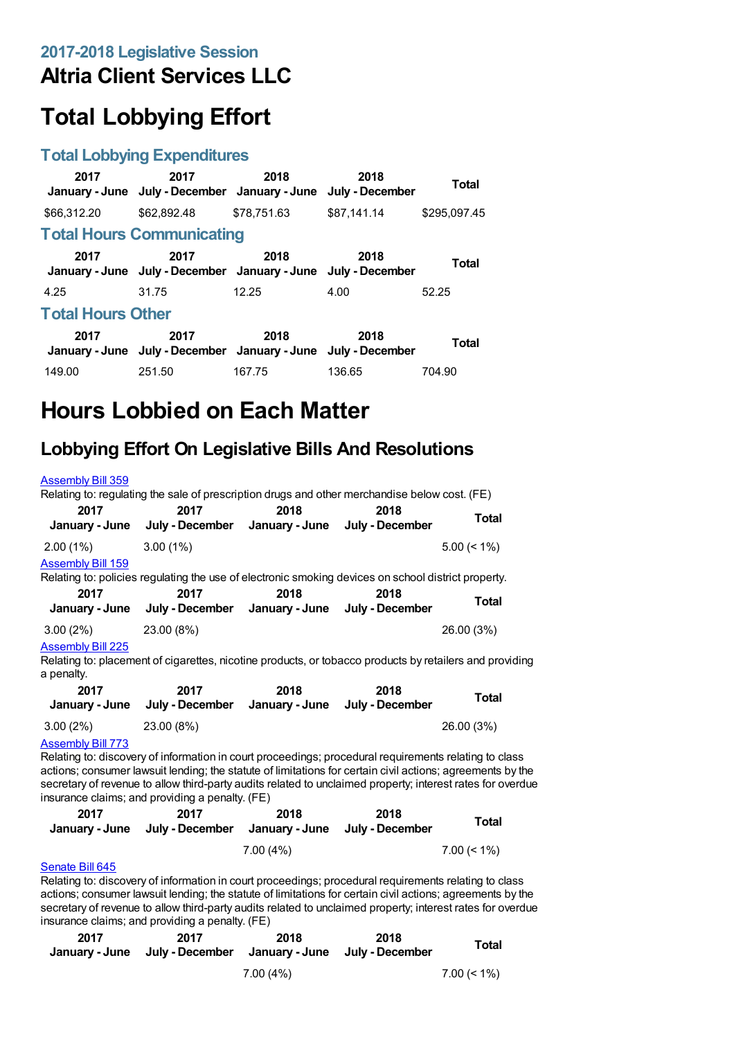## 2017-2018 Legislative Session

# Altria Client Services LLC

# Total Lobbying Effort

## Total Lobbying Expenditures

| 2017 January - June | 2017 July - December | 2018 January - June | 2018 July - December | Total |
|---|---|---|---|---|
| $66,312.20 | $62,892.48 | $78,751.63 | $87,141.14 | $295,097.45 |

## Total Hours Communicating

| 2017 January - June | 2017 July - December | 2018 January - June | 2018 July - December | Total |
|---|---|---|---|---|
| 4.25 | 31.75 | 12.25 | 4.00 | 52.25 |

## Total Hours Other

| 2017 January - June | 2017 July - December | 2018 January - June | 2018 July - December | Total |
|---|---|---|---|---|
| 149.00 | 251.50 | 167.75 | 136.65 | 704.90 |

# Hours Lobbied on Each Matter

## Lobbying Effort On Legislative Bills And Resolutions

[Assembly Bill 359](#)

Relating to: regulating the sale of prescription drugs and other merchandise below cost. (FE)

| 2017 January - June | 2017 July - December | 2018 January - June | 2018 July - December | Total |
|---|---|---|---|---|
| 2.00 (1%) | 3.00 (1%) | | | 5.00 (< 1%) |

[Assembly Bill 159](#)

Relating to: policies regulating the use of electronic smoking devices on school district property.

| 2017 January - June | 2017 July - December | 2018 January - June | 2018 July - December | Total |
|---|---|---|---|---|
| 3.00 (2%) | 23.00 (8%) | | | 26.00 (3%) |

[Assembly Bill 225](#)

Relating to: placement of cigarettes, nicotine products, or tobacco products by retailers and providing a penalty.

| 2017 January - June | 2017 July - December | 2018 January - June | 2018 July - December | Total |
|---|---|---|---|---|
| 3.00 (2%) | 23.00 (8%) | | | 26.00 (3%) |

[Assembly Bill 773](#)

Relating to: discovery of information in court proceedings; procedural requirements relating to class actions; consumer lawsuit lending; the statute of limitations for certain civil actions; agreements by the secretary of revenue to allow third-party audits related to unclaimed property; interest rates for overdue insurance claims; and providing a penalty. (FE)

| 2017 January - June | 2017 July - December | 2018 January - June | 2018 July - December | Total |
|---|---|---|---|---|
| | | 7.00 (4%) | | 7.00 (< 1%) |

[Senate Bill 645](#)

Relating to: discovery of information in court proceedings; procedural requirements relating to class actions; consumer lawsuit lending; the statute of limitations for certain civil actions; agreements by the secretary of revenue to allow third-party audits related to unclaimed property; interest rates for overdue insurance claims; and providing a penalty. (FE)

| 2017 January - June | 2017 July - December | 2018 January - June | 2018 July - December | Total |
|---|---|---|---|---|
| | | 7.00 (4%) | | 7.00 (< 1%) |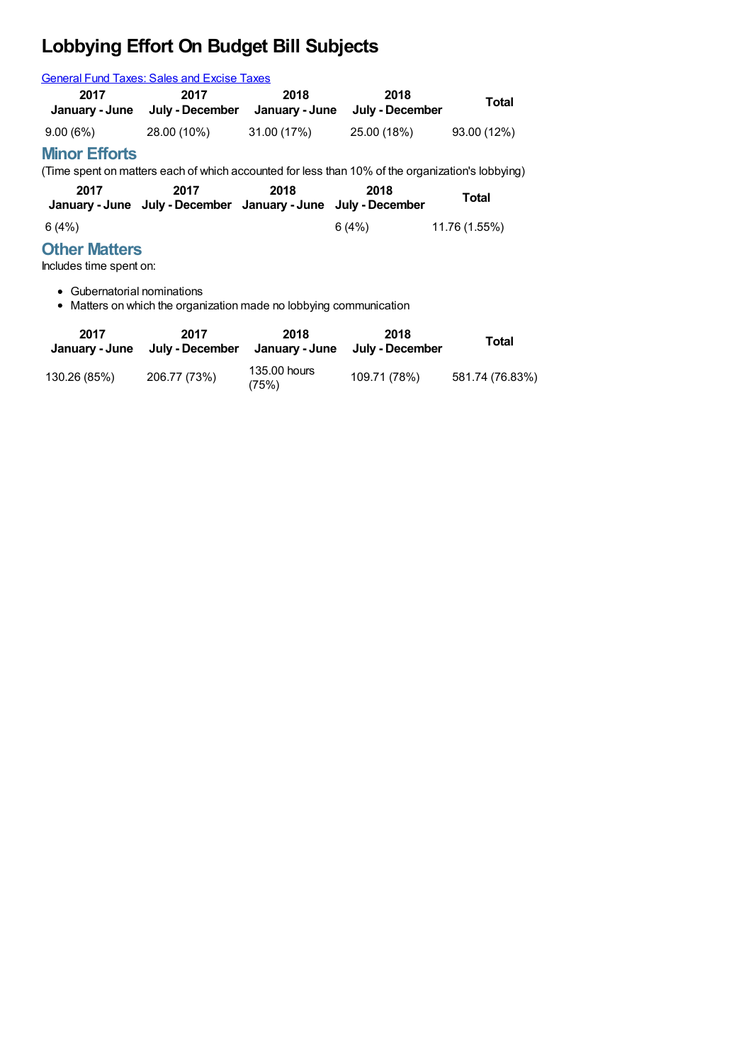# Lobbying Effort On Budget Bill Subjects

General Fund Taxes: Sales and Excise Taxes

| 2017 January - June | 2017 July - December | 2018 January - June | 2018 July - December | Total |
|---|---|---|---|---|
| 9.00 (6%) | 28.00 (10%) | 31.00 (17%) | 25.00 (18%) | 93.00 (12%) |

## Minor Efforts

(Time spent on matters each of which accounted for less than 10% of the organization's lobbying)

| 2017 January - June | 2017 July - December | 2018 January - June | 2018 July - December | Total |
|---|---|---|---|---|
| 6 (4%) | | | 6 (4%) | 11.76 (1.55%) |

## Other Matters

Includes time spent on:

- Gubernatorial nominations
- Matters on which the organization made no lobbying communication

| 2017 January - June | 2017 July - December | 2018 January - June | 2018 July - December | Total |
|---|---|---|---|---|
| 130.26 (85%) | 206.77 (73%) | 135.00 hours (75%) | 109.71 (78%) | 581.74 (76.83%) |